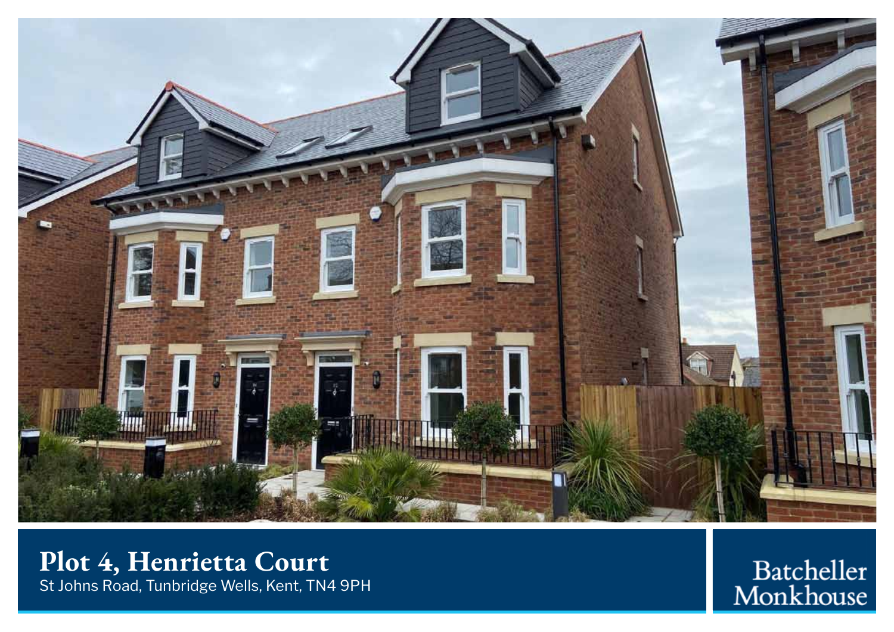# Plot 4, Henrietta Court

St Johns Road, Tunbridge Wells, Kent, TN4 9PH

Batcheller Monkhouse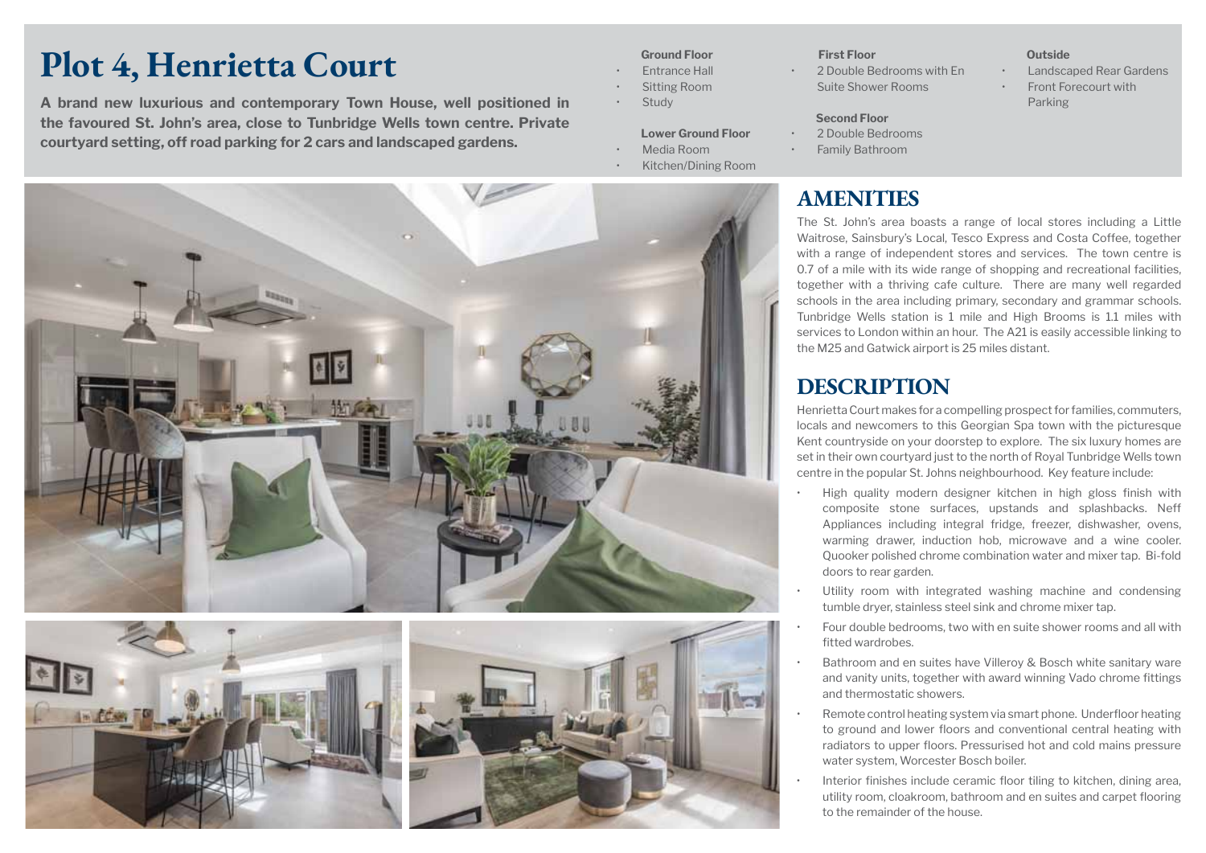# Plot 4, Henrietta Court

**A brand new luxurious and contemporary Town House, well positioned in the favoured St. John's area, close to Tunbridge Wells town centre. Private courtyard setting, off road parking for 2 cars and landscaped gardens.**

**Ground Floor**
- Entrance Hall
- Sitting Room
- Study

**Lower Ground Floor**
- Media Room
- Kitchen/Dining Room

**First Floor**
- 2 Double Bedrooms with En Suite Shower Rooms

**Second Floor**
- 2 Double Bedrooms
- Family Bathroom

**Outside**
- Landscaped Rear Gardens
- Front Forecourt with Parking

## AMENITIES

The St. John's area boasts a range of local stores including a Little Waitrose, Sainsbury's Local, Tesco Express and Costa Coffee, together with a range of independent stores and services. The town centre is 0.7 of a mile with its wide range of shopping and recreational facilities, together with a thriving cafe culture. There are many well regarded schools in the area including primary, secondary and grammar schools. Tunbridge Wells station is 1 mile and High Brooms is 1.1 miles with services to London within an hour. The A21 is easily accessible linking to the M25 and Gatwick airport is 25 miles distant.

## DESCRIPTION

Henrietta Court makes for a compelling prospect for families, commuters, locals and newcomers to this Georgian Spa town with the picturesque Kent countryside on your doorstep to explore. The six luxury homes are set in their own courtyard just to the north of Royal Tunbridge Wells town centre in the popular St. Johns neighbourhood. Key feature include:

- High quality modern designer kitchen in high gloss finish with composite stone surfaces, upstands and splashbacks. Neff Appliances including integral fridge, freezer, dishwasher, ovens, warming drawer, induction hob, microwave and a wine cooler. Quooker polished chrome combination water and mixer tap. Bi-fold doors to rear garden.
- Utility room with integrated washing machine and condensing tumble dryer, stainless steel sink and chrome mixer tap.
- Four double bedrooms, two with en suite shower rooms and all with fitted wardrobes.
- Bathroom and en suites have Villeroy & Bosch white sanitary ware and vanity units, together with award winning Vado chrome fittings and thermostatic showers.
- Remote control heating system via smart phone. Underfloor heating to ground and lower floors and conventional central heating with radiators to upper floors. Pressurised hot and cold mains pressure water system, Worcester Bosch boiler.
- Interior finishes include ceramic floor tiling to kitchen, dining area, utility room, cloakroom, bathroom and en suites and carpet flooring to the remainder of the house.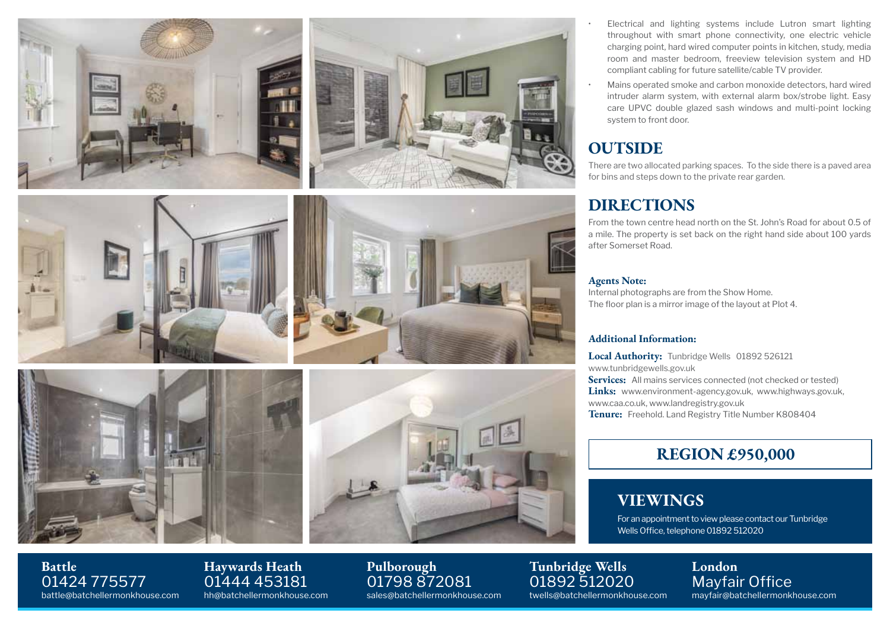- Electrical and lighting systems include Lutron smart lighting throughout with smart phone connectivity, one electric vehicle charging point, hard wired computer points in kitchen, study, media room and master bedroom, freeview television system and HD compliant cabling for future satellite/cable TV provider.
- Mains operated smoke and carbon monoxide detectors, hard wired intruder alarm system, with external alarm box/strobe light. Easy care UPVC double glazed sash windows and multi-point locking system to front door.

## OUTSIDE

There are two allocated parking spaces. To the side there is a paved area for bins and steps down to the private rear garden.

## DIRECTIONS

From the town centre head north on the St. John's Road for about 0.5 of a mile. The property is set back on the right hand side about 100 yards after Somerset Road.

### Agents Note:

Internal photographs are from the Show Home.
The floor plan is a mirror image of the layout at Plot 4.

### Additional Information:

**Local Authority:** Tunbridge Wells 01892 526121 www.tunbridgewells.gov.uk
**Services:** All mains services connected (not checked or tested)
**Links:** www.environment-agency.gov.uk, www.highways.gov.uk, www.caa.co.uk, www.landregistry.gov.uk
**Tenure:** Freehold. Land Registry Title Number K808404

## REGION £950,000

## VIEWINGS

For an appointment to view please contact our Tunbridge Wells Office, telephone 01892 512020

**Battle**
01424 775577
battle@batchellermonkhouse.com

**Haywards Heath**
01444 453181
hh@batchellermonkhouse.com

**Pulborough**
01798 872081
sales@batchellermonkhouse.com

**Tunbridge Wells**
01892 512020
twells@batchellermonkhouse.com

**London**
Mayfair Office
mayfair@batchellermonkhouse.com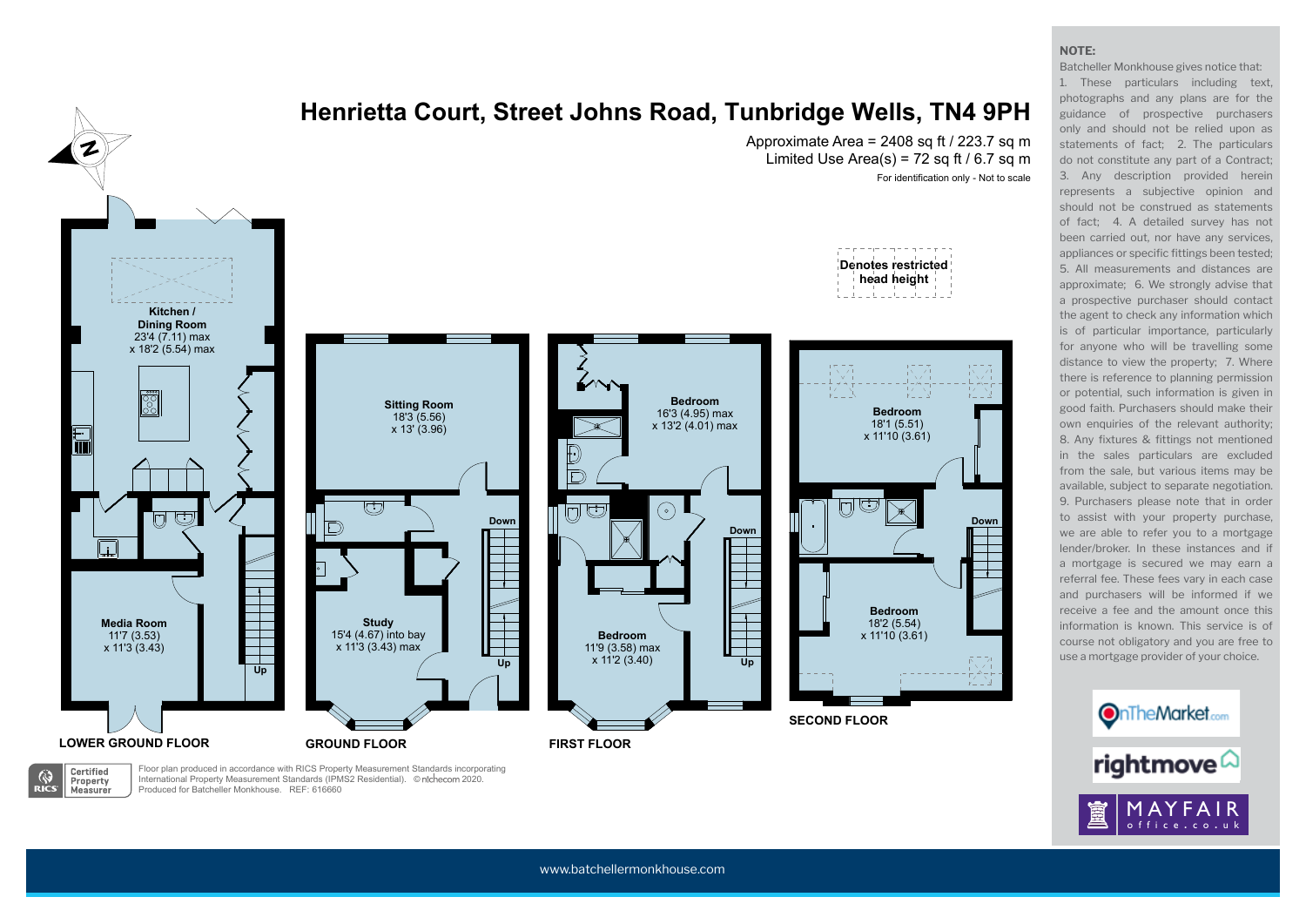# Henrietta Court, Street Johns Road, Tunbridge Wells, TN4 9PH

Approximate Area = 2408 sq ft / 223.7 sq m

Limited Use Area(s) = 72 sq ft / 6.7 sq m

For identification only - Not to scale

Denotes restricted head height

**Kitchen / Dining Room**
23'4 (7.11) max
x 18'2 (5.54) max

**Media Room**
11'7 (3.53)
x 11'3 (3.43)

Up

**LOWER GROUND FLOOR**

**Sitting Room**
18'3 (5.56)
x 13' (3.96)

**Study**
15'4 (4.67) into bay
x 11'3 (3.43) max

Down

Up

**GROUND FLOOR**

**Bedroom**
16'3 (4.95) max
x 13'2 (4.01) max

**Bedroom**
11'9 (3.58) max
x 11'2 (3.40)

Down

Up

**FIRST FLOOR**

**Bedroom**
18'1 (5.51)
x 11'10 (3.61)

**Bedroom**
18'2 (5.54)
x 11'10 (3.61)

Down

**SECOND FLOOR**

Certified Property Measurer

Floor plan produced in accordance with RICS Property Measurement Standards incorporating International Property Measurement Standards (IPMS2 Residential). © nichecom 2020. Produced for Batcheller Monkhouse. REF: 616660

**NOTE:**

Batcheller Monkhouse gives notice that:
1. These particulars including text, photographs and any plans are for the guidance of prospective purchasers only and should not be relied upon as statements of fact; 2. The particulars do not constitute any part of a Contract; 3. Any description provided herein represents a subjective opinion and should not be construed as statements of fact; 4. A detailed survey has not been carried out, nor have any services, appliances or specific fittings been tested; 5. All measurements and distances are approximate; 6. We strongly advise that a prospective purchaser should contact the agent to check any information which is of particular importance, particularly for anyone who will be travelling some distance to view the property; 7. Where there is reference to planning permission or potential, such information is given in good faith. Purchasers should make their own enquiries of the relevant authority; 8. Any fixtures & fittings not mentioned in the sales particulars are excluded from the sale, but various items may be available, subject to separate negotiation. 9. Purchasers please note that in order to assist with your property purchase, we are able to refer you to a mortgage lender/broker. In these instances and if a mortgage is secured we may earn a referral fee. These fees vary in each case and purchasers will be informed if we receive a fee and the amount once this information is known. This service is of course not obligatory and you are free to use a mortgage provider of your choice.

OnTheMarket.com

rightmove

MAYFAIR office.co.uk

www.batchellermonkhouse.com